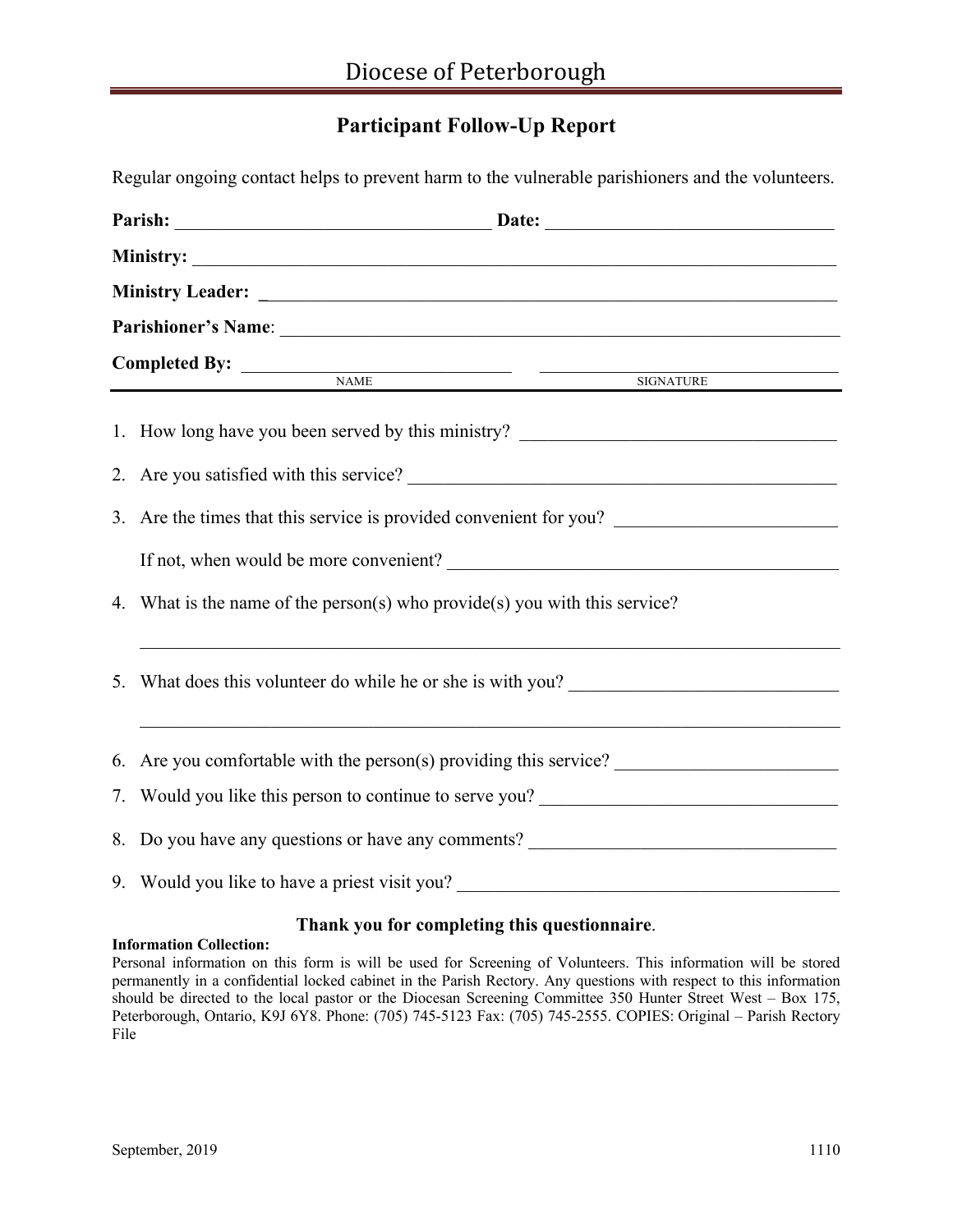# Diocese of Peterborough

## Participant Follow-Up Report

Regular ongoing contact helps to prevent harm to the vulnerable parishioners and the volunteers.

**Parish:** ___________________________________ **Date:** _________________________________

**Ministry:** ______________________________________________________________________

**Ministry Leader:** _________________________________________________________________

**Parishioner's Name**: _______________________________________________________________

**Completed By:** ______________________________ _________________________________

NAME SIGNATURE

1. How long have you been served by this ministry? __________________________________
2. Are you satisfied with this service? ________________________________________________
3. Are the times that this service is provided convenient for you? ________________________

   If not, when would be more convenient? ___________________________________________
4. What is the name of the person(s) who provide(s) you with this service?

   ______________________________________________________________________________
5. What does this volunteer do while he or she is with you? _____________________________

   ______________________________________________________________________________
6. Are you comfortable with the person(s) providing this service? ________________________
7. Would you like this person to continue to serve you? _________________________________
8. Do you have any questions or have any comments? _________________________________
9. Would you like to have a priest visit you? _________________________________________

**Thank you for completing this questionnaire**.

**Information Collection:**
Personal information on this form is will be used for Screening of Volunteers. This information will be stored permanently in a confidential locked cabinet in the Parish Rectory. Any questions with respect to this information should be directed to the local pastor or the Diocesan Screening Committee 350 Hunter Street West – Box 175, Peterborough, Ontario, K9J 6Y8. Phone: (705) 745-5123 Fax: (705) 745-2555. COPIES: Original – Parish Rectory File

September, 2019 1110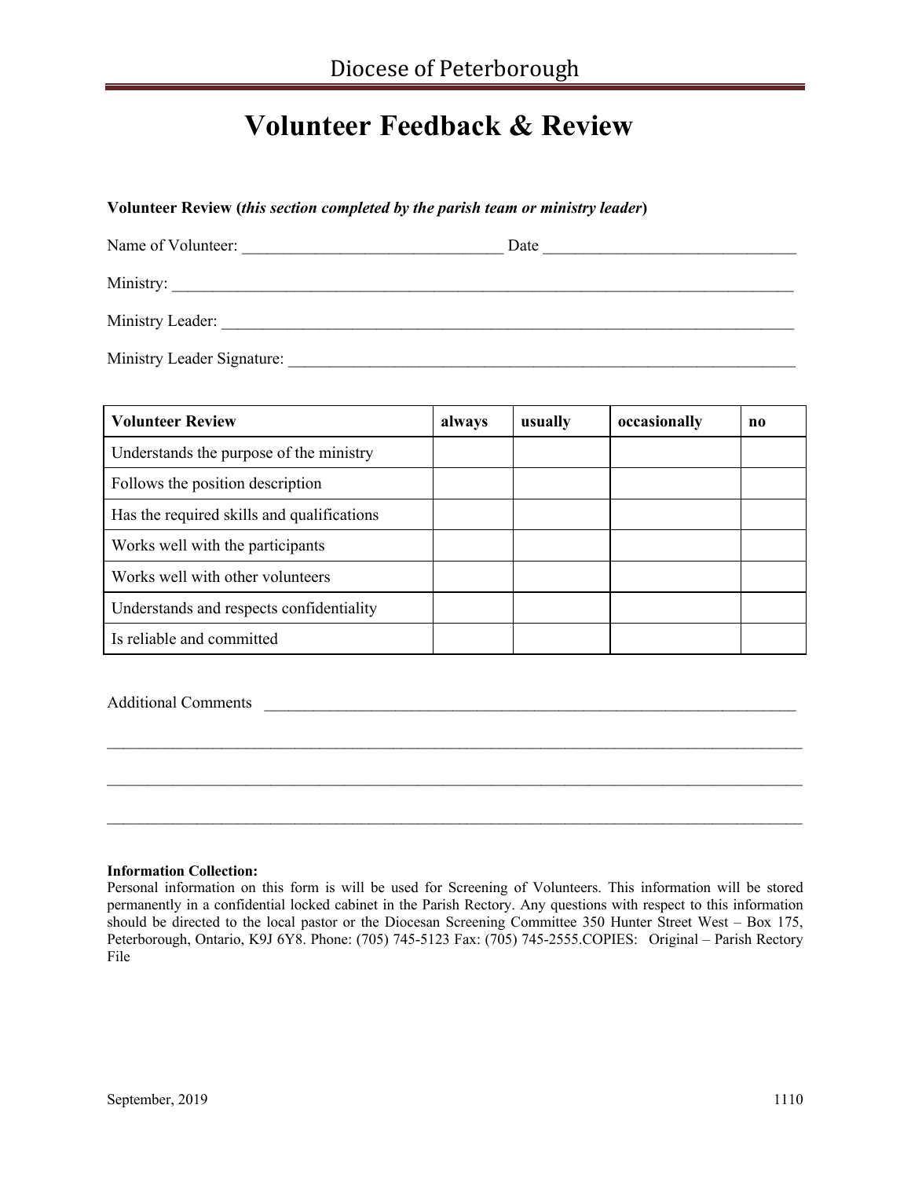Diocese of Peterborough

# Volunteer Feedback & Review

**Volunteer Review (*this section completed by the parish team or ministry leader*)**

Name of Volunteer: _______________________________ Date ______________________________

Ministry: ____________________________________________________________________________

Ministry Leader: ______________________________________________________________________

Ministry Leader Signature: ______________________________________________________________

| Volunteer Review | always | usually | occasionally | no |
|---|---|---|---|---|
| Understands the purpose of the ministry | | | | |
| Follows the position description | | | | |
| Has the required skills and qualifications | | | | |
| Works well with the participants | | | | |
| Works well with other volunteers | | | | |
| Understands and respects confidentiality | | | | |
| Is reliable and committed | | | | |

Additional Comments ______________________________________________________________

_____________________________________________________________________________________

_____________________________________________________________________________________

_____________________________________________________________________________________

**Information Collection:**
Personal information on this form is will be used for Screening of Volunteers. This information will be stored permanently in a confidential locked cabinet in the Parish Rectory. Any questions with respect to this information should be directed to the local pastor or the Diocesan Screening Committee 350 Hunter Street West – Box 175, Peterborough, Ontario, K9J 6Y8. Phone: (705) 745-5123 Fax: (705) 745-2555.COPIES: Original – Parish Rectory File

September, 2019 1110